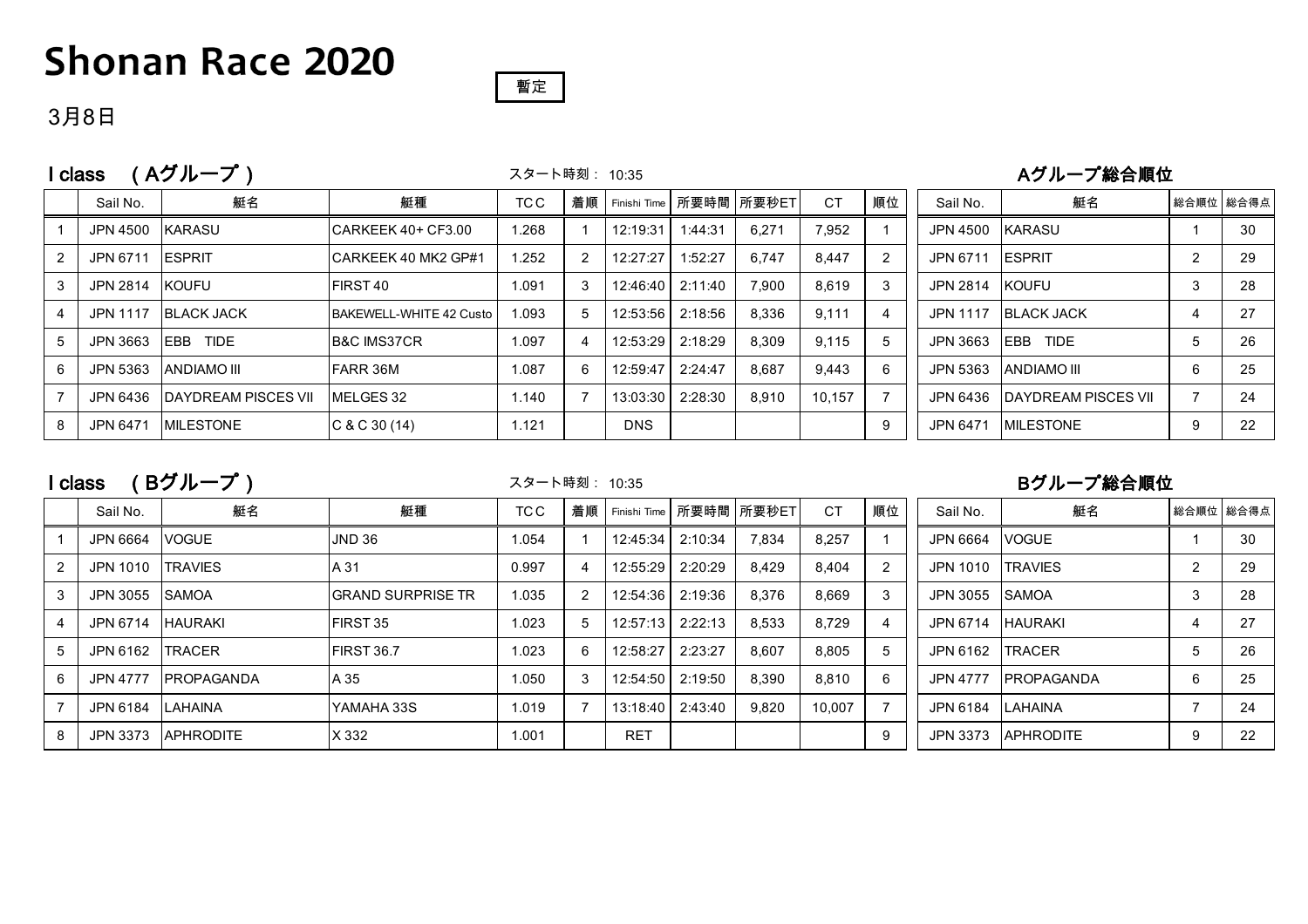# Shonan Race 2020

暫定

3月8日

## I class　（Aグループ）

スタート時刻： 10:35

| | Sail No. | 艇名 | 艇種 | TCC | 着順 | Finishi Time | 所要時間 | 所要秒ET | CT | 順位 |
|---|---|---|---|---|---|---|---|---|---|---|
| 1 | JPN 4500 | KARASU | CARKEEK 40+ CF3.00 | 1.268 | 1 | 12:19:31 | 1:44:31 | 6,271 | 7,952 | 1 |
| 2 | JPN 6711 | ESPRIT | CARKEEK 40 MK2 GP#1 | 1.252 | 2 | 12:27:27 | 1:52:27 | 6,747 | 8,447 | 2 |
| 3 | JPN 2814 | KOUFU | FIRST 40 | 1.091 | 3 | 12:46:40 | 2:11:40 | 7,900 | 8,619 | 3 |
| 4 | JPN 1117 | BLACK JACK | BAKEWELL-WHITE 42 Custo | 1.093 | 5 | 12:53:56 | 2:18:56 | 8,336 | 9,111 | 4 |
| 5 | JPN 3663 | EBB　TIDE | B&C IMS37CR | 1.097 | 4 | 12:53:29 | 2:18:29 | 8,309 | 9,115 | 5 |
| 6 | JPN 5363 | ANDIAMO III | FARR 36M | 1.087 | 6 | 12:59:47 | 2:24:47 | 8,687 | 9,443 | 6 |
| 7 | JPN 6436 | DAYDREAM PISCES VII | MELGES 32 | 1.140 | 7 | 13:03:30 | 2:28:30 | 8,910 | 10,157 | 7 |
| 8 | JPN 6471 | MILESTONE | C & C 30 (14) | 1.121 | | DNS | | | | 9 |

### Aグループ総合順位

| Sail No. | 艇名 | 総合順位 | 総合得点 |
|---|---|---|---|
| JPN 4500 | KARASU | 1 | 30 |
| JPN 6711 | ESPRIT | 2 | 29 |
| JPN 2814 | KOUFU | 3 | 28 |
| JPN 1117 | BLACK JACK | 4 | 27 |
| JPN 3663 | EBB　TIDE | 5 | 26 |
| JPN 5363 | ANDIAMO III | 6 | 25 |
| JPN 6436 | DAYDREAM PISCES VII | 7 | 24 |
| JPN 6471 | MILESTONE | 9 | 22 |

## I class　（Bグループ）

スタート時刻： 10:35

| | Sail No. | 艇名 | 艇種 | TCC | 着順 | Finishi Time | 所要時間 | 所要秒ET | CT | 順位 |
|---|---|---|---|---|---|---|---|---|---|---|
| 1 | JPN 6664 | VOGUE | JND 36 | 1.054 | 1 | 12:45:34 | 2:10:34 | 7,834 | 8,257 | 1 |
| 2 | JPN 1010 | TRAVIES | A 31 | 0.997 | 4 | 12:55:29 | 2:20:29 | 8,429 | 8,404 | 2 |
| 3 | JPN 3055 | SAMOA | GRAND SURPRISE TR | 1.035 | 2 | 12:54:36 | 2:19:36 | 8,376 | 8,669 | 3 |
| 4 | JPN 6714 | HAURAKI | FIRST 35 | 1.023 | 5 | 12:57:13 | 2:22:13 | 8,533 | 8,729 | 4 |
| 5 | JPN 6162 | TRACER | FIRST 36.7 | 1.023 | 6 | 12:58:27 | 2:23:27 | 8,607 | 8,805 | 5 |
| 6 | JPN 4777 | PROPAGANDA | A 35 | 1.050 | 3 | 12:54:50 | 2:19:50 | 8,390 | 8,810 | 6 |
| 7 | JPN 6184 | LAHAINA | YAMAHA 33S | 1.019 | 7 | 13:18:40 | 2:43:40 | 9,820 | 10,007 | 7 |
| 8 | JPN 3373 | APHRODITE | X 332 | 1.001 | | RET | | | | 9 |

### Bグループ総合順位

| Sail No. | 艇名 | 総合順位 | 総合得点 |
|---|---|---|---|
| JPN 6664 | VOGUE | 1 | 30 |
| JPN 1010 | TRAVIES | 2 | 29 |
| JPN 3055 | SAMOA | 3 | 28 |
| JPN 6714 | HAURAKI | 4 | 27 |
| JPN 6162 | TRACER | 5 | 26 |
| JPN 4777 | PROPAGANDA | 6 | 25 |
| JPN 6184 | LAHAINA | 7 | 24 |
| JPN 3373 | APHRODITE | 9 | 22 |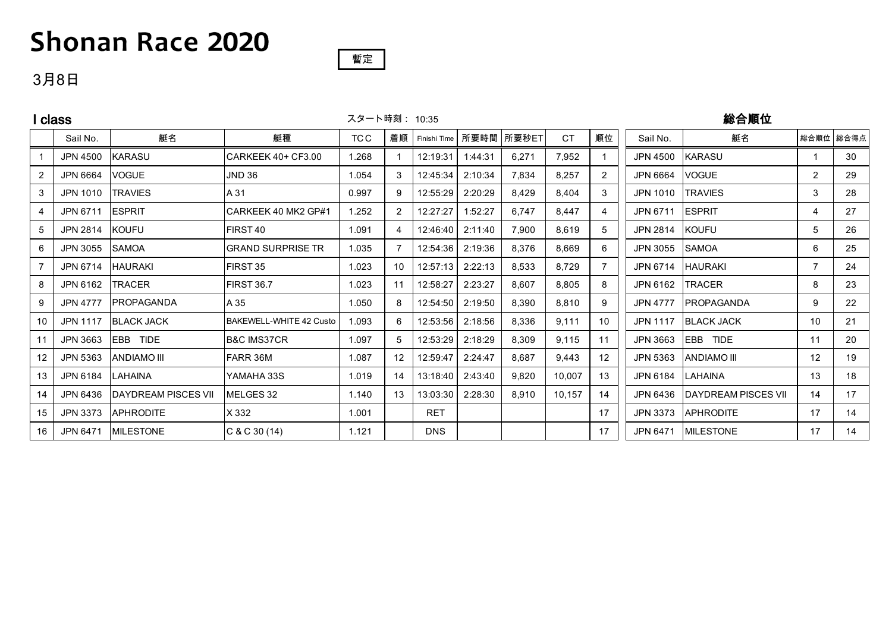# Shonan Race 2020

暫定

3月8日

## I class

スタート時刻： 10:35

|  | Sail No. | 艇名 | 艇種 | TCC | 着順 | Finishi Time | 所要時間 | 所要秒ET | CT | 順位 |
|---|---|---|---|---|---|---|---|---|---|---|
| 1 | JPN 4500 | KARASU | CARKEEK 40+ CF3.00 | 1.268 | 1 | 12:19:31 | 1:44:31 | 6,271 | 7,952 | 1 |
| 2 | JPN 6664 | VOGUE | JND 36 | 1.054 | 3 | 12:45:34 | 2:10:34 | 7,834 | 8,257 | 2 |
| 3 | JPN 1010 | TRAVIES | A 31 | 0.997 | 9 | 12:55:29 | 2:20:29 | 8,429 | 8,404 | 3 |
| 4 | JPN 6711 | ESPRIT | CARKEEK 40 MK2 GP#1 | 1.252 | 2 | 12:27:27 | 1:52:27 | 6,747 | 8,447 | 4 |
| 5 | JPN 2814 | KOUFU | FIRST 40 | 1.091 | 4 | 12:46:40 | 2:11:40 | 7,900 | 8,619 | 5 |
| 6 | JPN 3055 | SAMOA | GRAND SURPRISE TR | 1.035 | 7 | 12:54:36 | 2:19:36 | 8,376 | 8,669 | 6 |
| 7 | JPN 6714 | HAURAKI | FIRST 35 | 1.023 | 10 | 12:57:13 | 2:22:13 | 8,533 | 8,729 | 7 |
| 8 | JPN 6162 | TRACER | FIRST 36.7 | 1.023 | 11 | 12:58:27 | 2:23:27 | 8,607 | 8,805 | 8 |
| 9 | JPN 4777 | PROPAGANDA | A 35 | 1.050 | 8 | 12:54:50 | 2:19:50 | 8,390 | 8,810 | 9 |
| 10 | JPN 1117 | BLACK JACK | BAKEWELL-WHITE 42 Custo | 1.093 | 6 | 12:53:56 | 2:18:56 | 8,336 | 9,111 | 10 |
| 11 | JPN 3663 | EBB TIDE | B&C IMS37CR | 1.097 | 5 | 12:53:29 | 2:18:29 | 8,309 | 9,115 | 11 |
| 12 | JPN 5363 | ANDIAMO III | FARR 36M | 1.087 | 12 | 12:59:47 | 2:24:47 | 8,687 | 9,443 | 12 |
| 13 | JPN 6184 | LAHAINA | YAMAHA 33S | 1.019 | 14 | 13:18:40 | 2:43:40 | 9,820 | 10,007 | 13 |
| 14 | JPN 6436 | DAYDREAM PISCES VII | MELGES 32 | 1.140 | 13 | 13:03:30 | 2:28:30 | 8,910 | 10,157 | 14 |
| 15 | JPN 3373 | APHRODITE | X 332 | 1.001 |  | RET |  |  |  | 17 |
| 16 | JPN 6471 | MILESTONE | C & C 30 (14) | 1.121 |  | DNS |  |  |  | 17 |

## 総合順位

| Sail No. | 艇名 | 総合順位 | 総合得点 |
|---|---|---|---|
| JPN 4500 | KARASU | 1 | 30 |
| JPN 6664 | VOGUE | 2 | 29 |
| JPN 1010 | TRAVIES | 3 | 28 |
| JPN 6711 | ESPRIT | 4 | 27 |
| JPN 2814 | KOUFU | 5 | 26 |
| JPN 3055 | SAMOA | 6 | 25 |
| JPN 6714 | HAURAKI | 7 | 24 |
| JPN 6162 | TRACER | 8 | 23 |
| JPN 4777 | PROPAGANDA | 9 | 22 |
| JPN 1117 | BLACK JACK | 10 | 21 |
| JPN 3663 | EBB TIDE | 11 | 20 |
| JPN 5363 | ANDIAMO III | 12 | 19 |
| JPN 6184 | LAHAINA | 13 | 18 |
| JPN 6436 | DAYDREAM PISCES VII | 14 | 17 |
| JPN 3373 | APHRODITE | 17 | 14 |
| JPN 6471 | MILESTONE | 17 | 14 |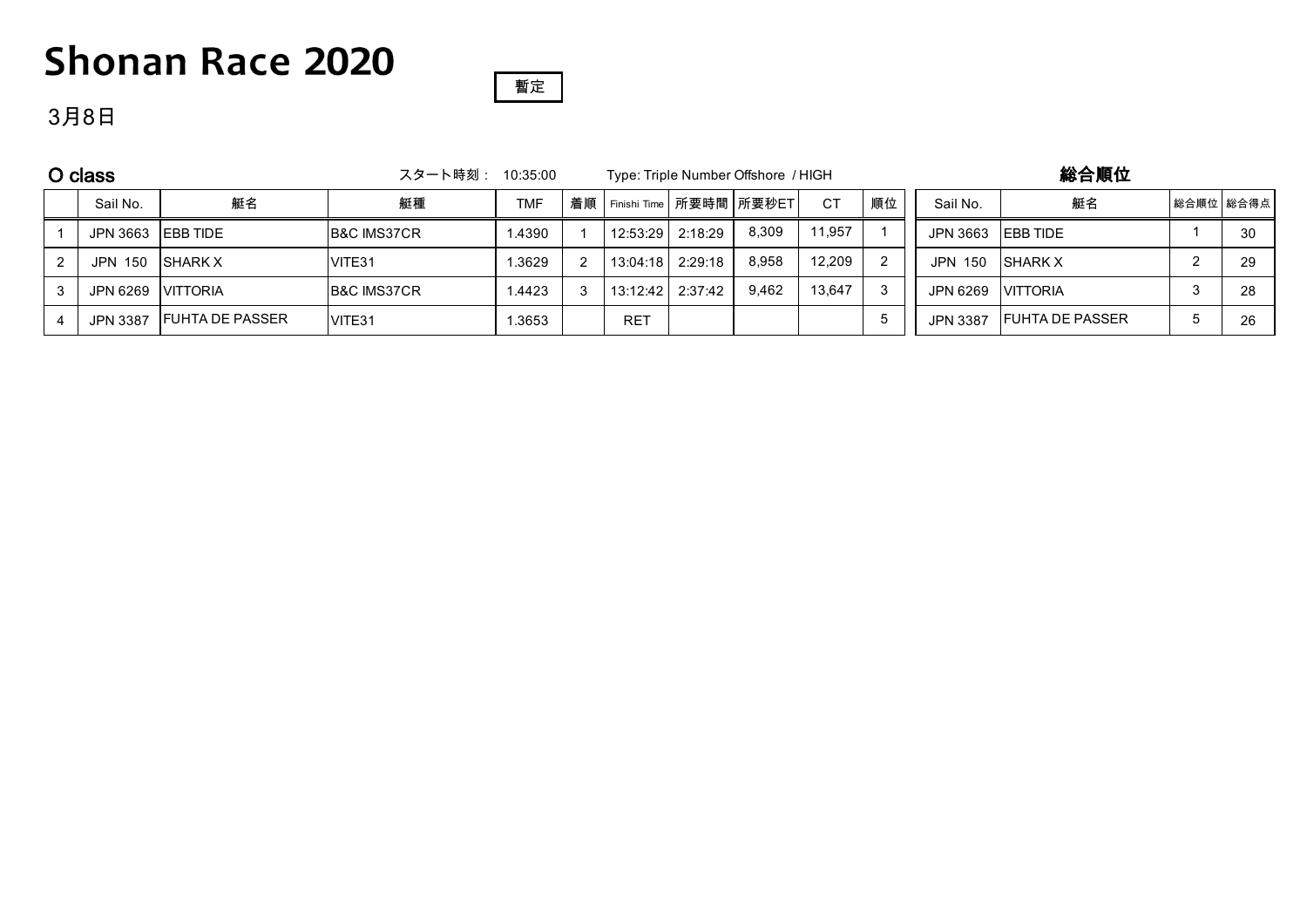# Shonan Race 2020

暫定

3月8日

**O class**　　スタート時刻：10:35:00　　Type: Triple Number Offshore / HIGH

| | Sail No. | 艇名 | 艇種 | TMF | 着順 | Finishi Time | 所要時間 | 所要秒ET | CT | 順位 |
|---|---|---|---|---|---|---|---|---|---|---|
| 1 | JPN 3663 | EBB TIDE | B&C IMS37CR | 1.4390 | 1 | 12:53:29 | 2:18:29 | 8,309 | 11,957 | 1 |
| 2 | JPN 150 | SHARK X | VITE31 | 1.3629 | 2 | 13:04:18 | 2:29:18 | 8,958 | 12,209 | 2 |
| 3 | JPN 6269 | VITTORIA | B&C IMS37CR | 1.4423 | 3 | 13:12:42 | 2:37:42 | 9,462 | 13,647 | 3 |
| 4 | JPN 3387 | FUHTA DE PASSER | VITE31 | 1.3653 | | RET | | | | 5 |

**総合順位**

| Sail No. | 艇名 | 総合順位 | 総合得点 |
|---|---|---|---|
| JPN 3663 | EBB TIDE | 1 | 30 |
| JPN 150 | SHARK X | 2 | 29 |
| JPN 6269 | VITTORIA | 3 | 28 |
| JPN 3387 | FUHTA DE PASSER | 5 | 26 |